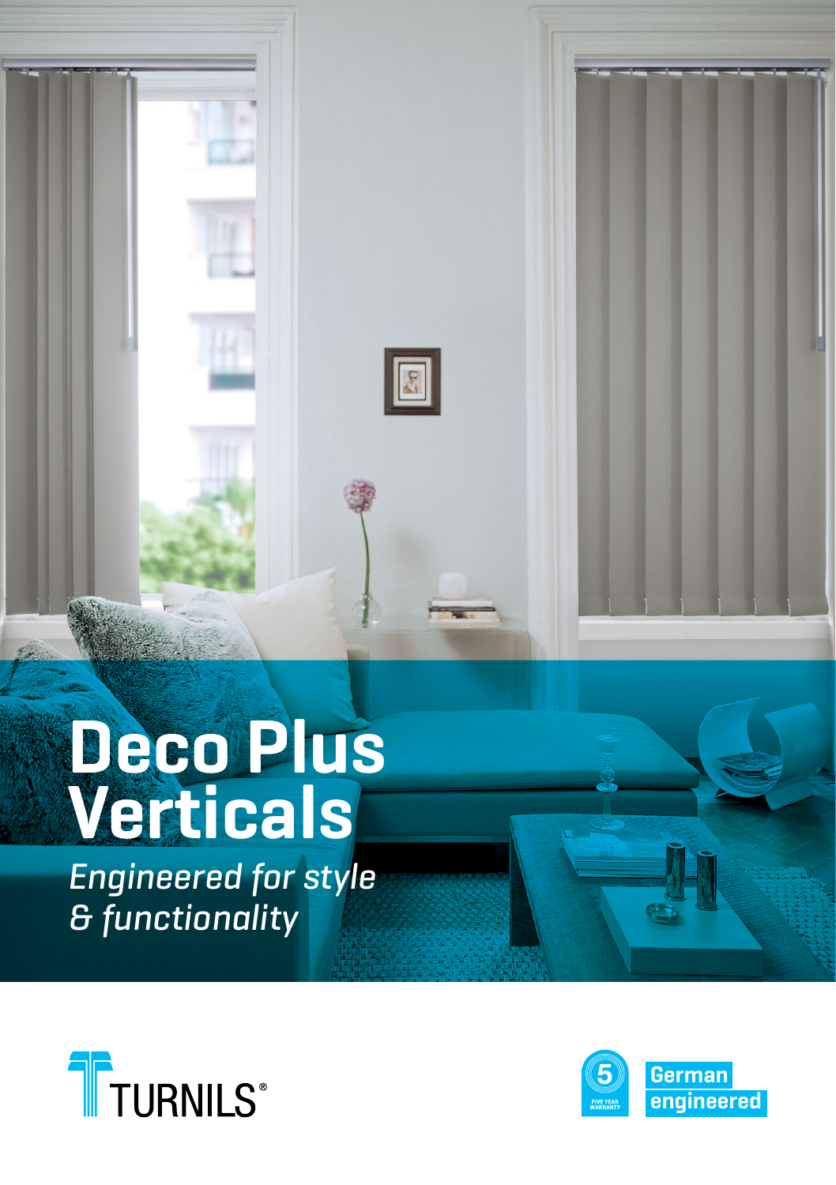# Deco Plus Verticals

*Engineered for style & functionality*

TURNILS®

5 FIVE YEAR WARRANTY

German engineered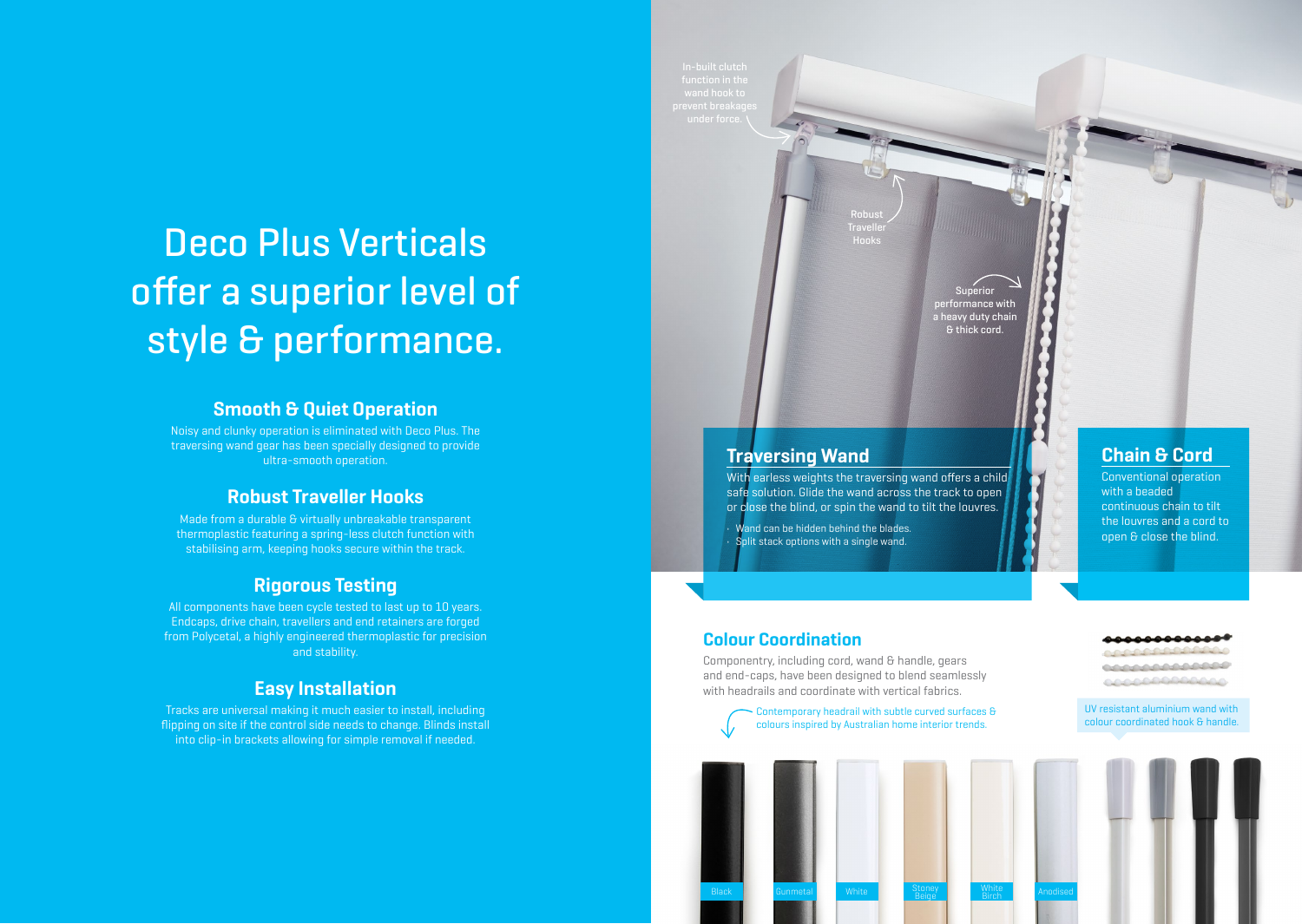# Deco Plus Verticals offer a superior level of style & performance.

## Smooth & Quiet Operation

Noisy and clunky operation is eliminated with Deco Plus. The traversing wand gear has been specially designed to provide ultra-smooth operation.

## Robust Traveller Hooks

Made from a durable & virtually unbreakable transparent thermoplastic featuring a spring-less clutch function with stabilising arm, keeping hooks secure within the track.

## Rigorous Testing

All components have been cycle tested to last up to 10 years. Endcaps, drive chain, travellers and end retainers are forged from Polycetal, a highly engineered thermoplastic for precision and stability.

## Easy Installation

Tracks are universal making it much easier to install, including flipping on site if the control side needs to change. Blinds install into clip-in brackets allowing for simple removal if needed.

In-built clutch function in the wand hook to prevent breakages under force.

Robust Traveller Hooks

Superior performance with a heavy duty chain & thick cord.

## Traversing Wand

With earless weights the traversing wand offers a child safe solution. Glide the wand across the track to open or close the blind, or spin the wand to tilt the louvres.

- Wand can be hidden behind the blades.
- Split stack options with a single wand.

## Chain & Cord

Conventional operation with a beaded continuous chain to tilt the louvres and a cord to open & close the blind.

## Colour Coordination

Componentry, including cord, wand & handle, gears and end-caps, have been designed to blend seamlessly with headrails and coordinate with vertical fabrics.

Contemporary headrail with subtle curved surfaces & colours inspired by Australian home interior trends.

UV resistant aluminium wand with colour coordinated hook & handle.

Black | Gunmetal | White | Stoney Beige | White Birch | Anodised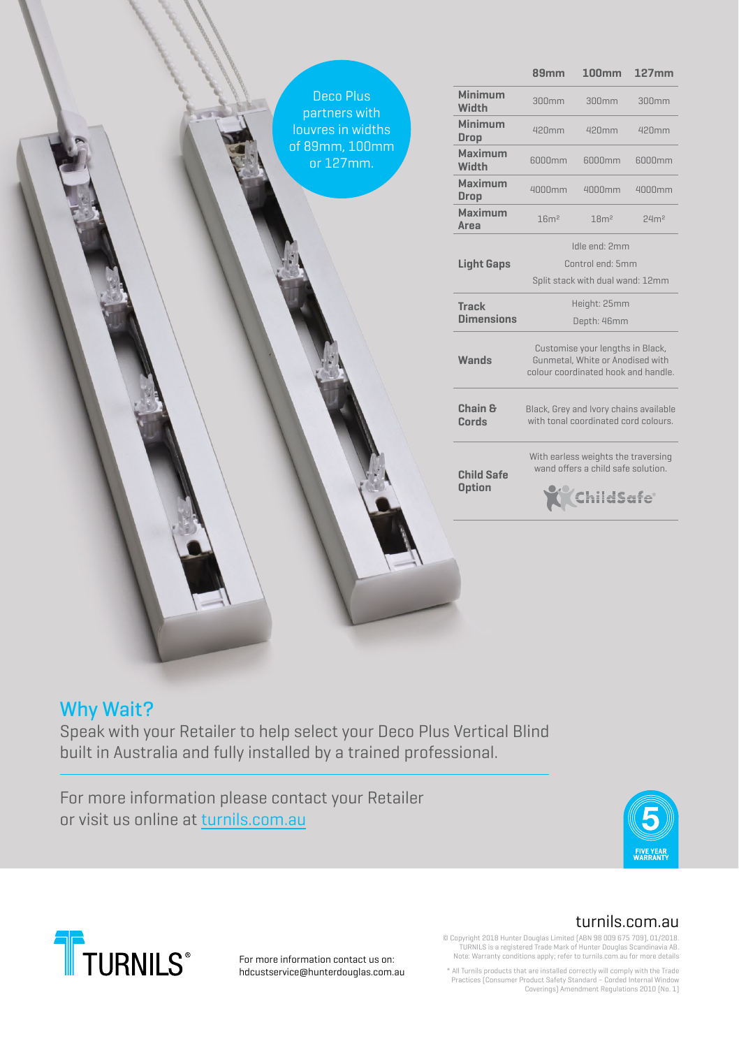Deco Plus partners with louvres in widths of 89mm, 100mm or 127mm.

| | 89mm | 100mm | 127mm |
|---|---|---|---|
| **Minimum Width** | 300mm | 300mm | 300mm |
| **Minimum Drop** | 420mm | 420mm | 420mm |
| **Maximum Width** | 6000mm | 6000mm | 6000mm |
| **Maximum Drop** | 4000mm | 4000mm | 4000mm |
| **Maximum Area** | 16m² | 18m² | 24m² |
| **Light Gaps** | Idle end: 2mm<br>Control end: 5mm<br>Split stack with dual wand: 12mm | | |
| **Track Dimensions** | Height: 25mm<br>Depth: 46mm | | |
| **Wands** | Customise your lengths in Black, Gunmetal, White or Anodised with colour coordinated hook and handle. | | |
| **Chain & Cords** | Black, Grey and Ivory chains available with tonal coordinated cord colours. | | |
| **Child Safe Option** | With earless weights the traversing wand offers a child safe solution.<br>ChildSafe® | | |

## Why Wait?

Speak with your Retailer to help select your Deco Plus Vertical Blind built in Australia and fully installed by a trained professional.

For more information please contact your Retailer or visit us online at turnils.com.au

5 FIVE YEAR WARRANTY

TURNILS®

For more information contact us on:
hdcustservice@hunterdouglas.com.au

turnils.com.au

© Copyright 2018 Hunter Douglas Limited (ABN 98 009 675 709), 01/2018. TURNILS is a registered Trade Mark of Hunter Douglas Scandinavia AB. Note: Warranty conditions apply; refer to turnils.com.au for more details

* All Turnils products that are installed correctly will comply with the Trade Practices (Consumer Product Safety Standard – Corded Internal Window Coverings) Amendment Regulations 2010 (No. 1)